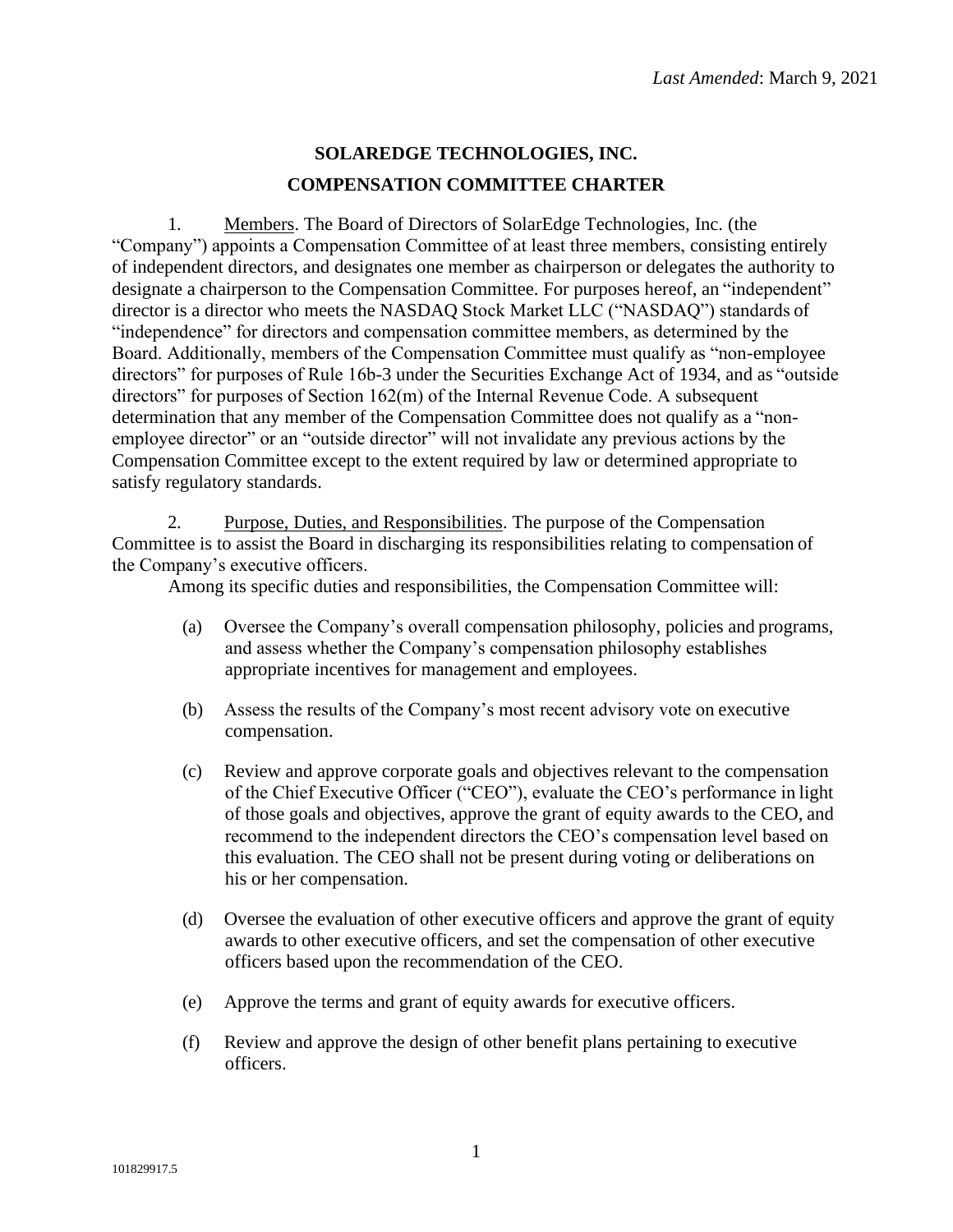*Last Amended*: March 9, 2021

# SOLAREDGE TECHNOLOGIES, INC.

## COMPENSATION COMMITTEE CHARTER

1. Members. The Board of Directors of SolarEdge Technologies, Inc. (the "Company") appoints a Compensation Committee of at least three members, consisting entirely of independent directors, and designates one member as chairperson or delegates the authority to designate a chairperson to the Compensation Committee. For purposes hereof, an "independent" director is a director who meets the NASDAQ Stock Market LLC ("NASDAQ") standards of "independence" for directors and compensation committee members, as determined by the Board. Additionally, members of the Compensation Committee must qualify as "non-employee directors" for purposes of Rule 16b-3 under the Securities Exchange Act of 1934, and as "outside directors" for purposes of Section 162(m) of the Internal Revenue Code. A subsequent determination that any member of the Compensation Committee does not qualify as a "non-employee director" or an "outside director" will not invalidate any previous actions by the Compensation Committee except to the extent required by law or determined appropriate to satisfy regulatory standards.

2. Purpose, Duties, and Responsibilities. The purpose of the Compensation Committee is to assist the Board in discharging its responsibilities relating to compensation of the Company's executive officers.

Among its specific duties and responsibilities, the Compensation Committee will:

(a) Oversee the Company's overall compensation philosophy, policies and programs, and assess whether the Company's compensation philosophy establishes appropriate incentives for management and employees.

(b) Assess the results of the Company's most recent advisory vote on executive compensation.

(c) Review and approve corporate goals and objectives relevant to the compensation of the Chief Executive Officer ("CEO"), evaluate the CEO's performance in light of those goals and objectives, approve the grant of equity awards to the CEO, and recommend to the independent directors the CEO's compensation level based on this evaluation. The CEO shall not be present during voting or deliberations on his or her compensation.

(d) Oversee the evaluation of other executive officers and approve the grant of equity awards to other executive officers, and set the compensation of other executive officers based upon the recommendation of the CEO.

(e) Approve the terms and grant of equity awards for executive officers.

(f) Review and approve the design of other benefit plans pertaining to executive officers.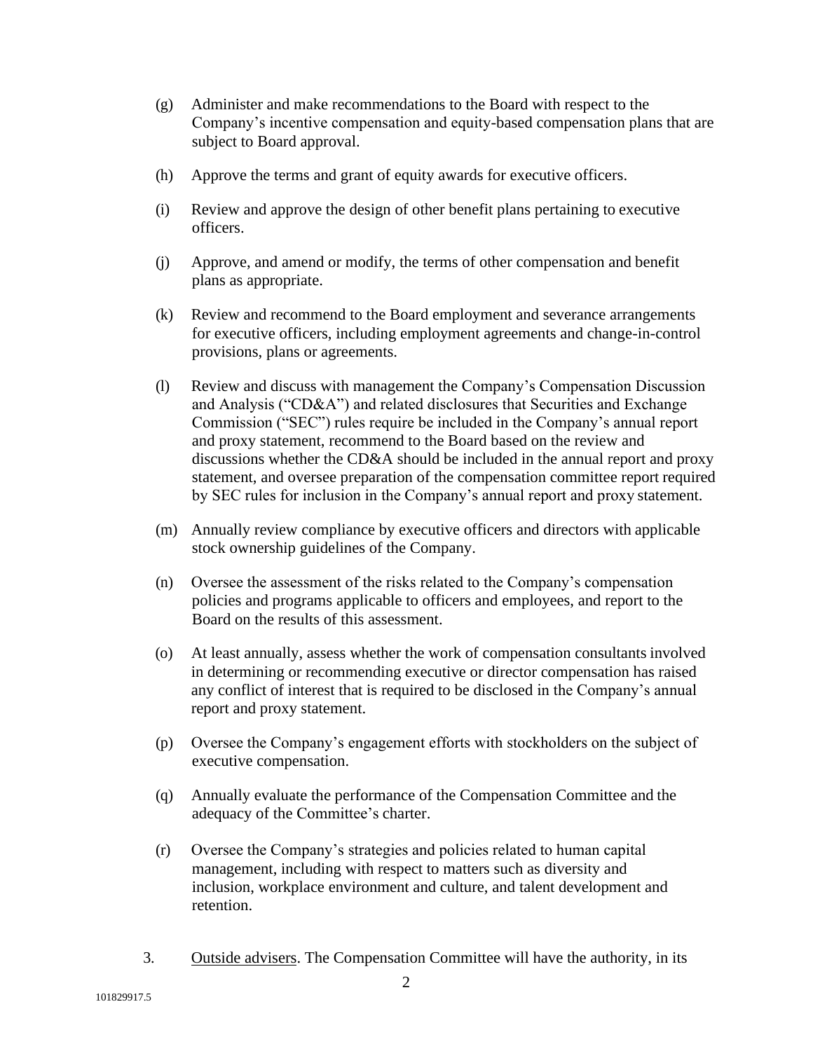(g) Administer and make recommendations to the Board with respect to the Company's incentive compensation and equity-based compensation plans that are subject to Board approval.

(h) Approve the terms and grant of equity awards for executive officers.

(i) Review and approve the design of other benefit plans pertaining to executive officers.

(j) Approve, and amend or modify, the terms of other compensation and benefit plans as appropriate.

(k) Review and recommend to the Board employment and severance arrangements for executive officers, including employment agreements and change-in-control provisions, plans or agreements.

(l) Review and discuss with management the Company's Compensation Discussion and Analysis ("CD&A") and related disclosures that Securities and Exchange Commission ("SEC") rules require be included in the Company's annual report and proxy statement, recommend to the Board based on the review and discussions whether the CD&A should be included in the annual report and proxy statement, and oversee preparation of the compensation committee report required by SEC rules for inclusion in the Company's annual report and proxy statement.

(m) Annually review compliance by executive officers and directors with applicable stock ownership guidelines of the Company.

(n) Oversee the assessment of the risks related to the Company's compensation policies and programs applicable to officers and employees, and report to the Board on the results of this assessment.

(o) At least annually, assess whether the work of compensation consultants involved in determining or recommending executive or director compensation has raised any conflict of interest that is required to be disclosed in the Company's annual report and proxy statement.

(p) Oversee the Company's engagement efforts with stockholders on the subject of executive compensation.

(q) Annually evaluate the performance of the Compensation Committee and the adequacy of the Committee's charter.

(r) Oversee the Company's strategies and policies related to human capital management, including with respect to matters such as diversity and inclusion, workplace environment and culture, and talent development and retention.

3. Outside advisers. The Compensation Committee will have the authority, in its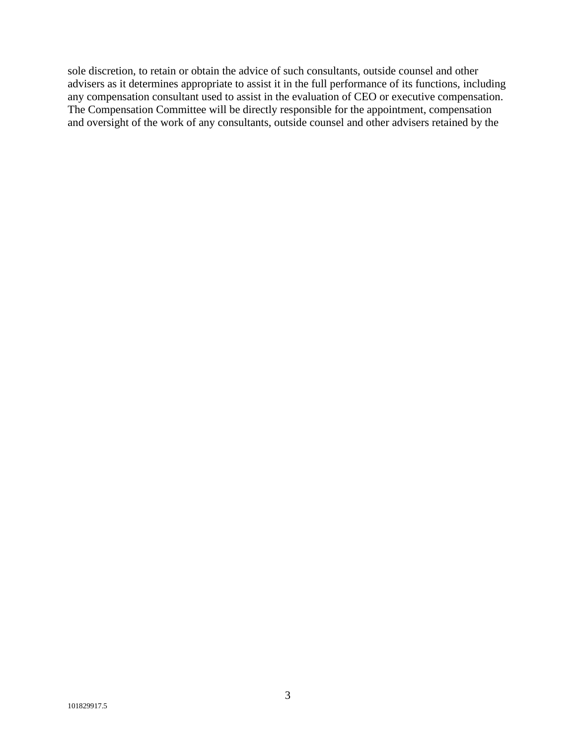sole discretion, to retain or obtain the advice of such consultants, outside counsel and other advisers as it determines appropriate to assist it in the full performance of its functions, including any compensation consultant used to assist in the evaluation of CEO or executive compensation. The Compensation Committee will be directly responsible for the appointment, compensation and oversight of the work of any consultants, outside counsel and other advisers retained by the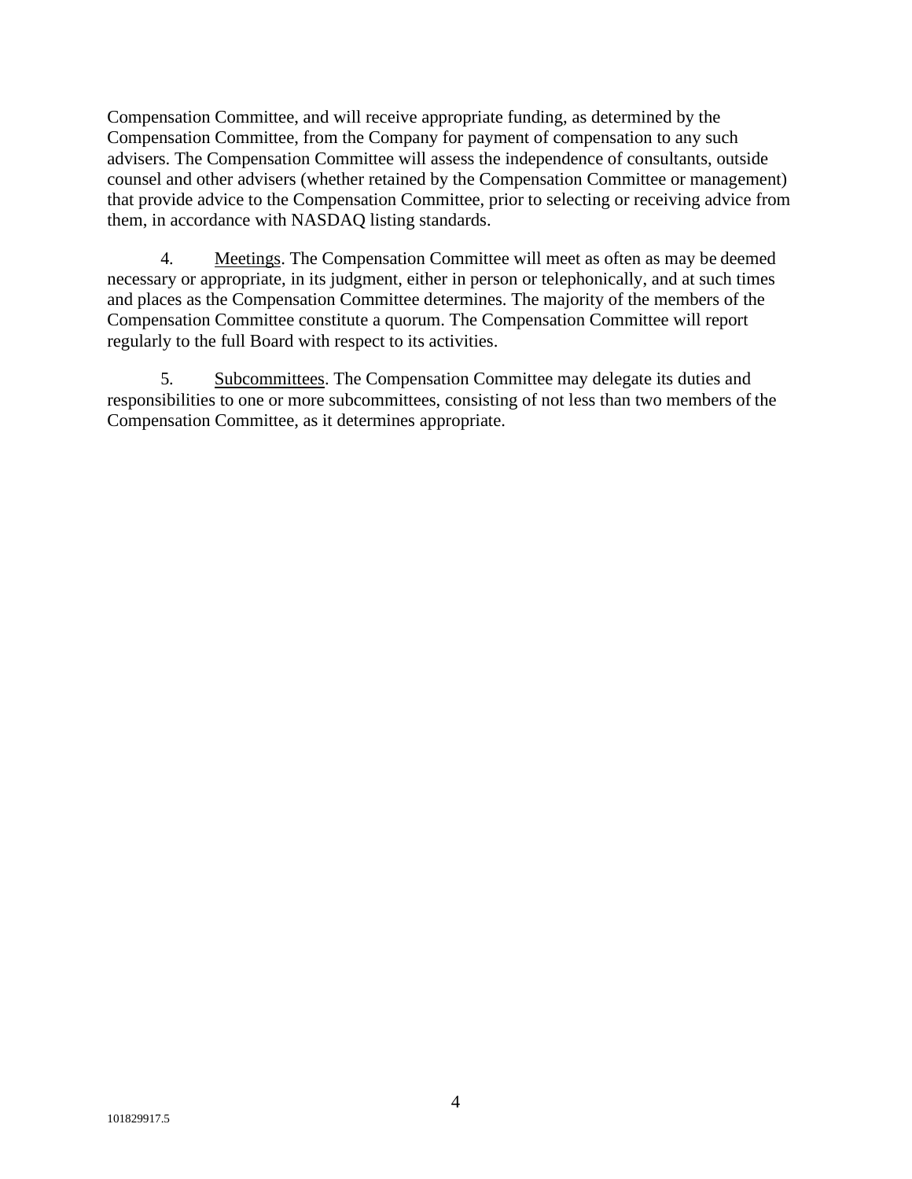Compensation Committee, and will receive appropriate funding, as determined by the Compensation Committee, from the Company for payment of compensation to any such advisers. The Compensation Committee will assess the independence of consultants, outside counsel and other advisers (whether retained by the Compensation Committee or management) that provide advice to the Compensation Committee, prior to selecting or receiving advice from them, in accordance with NASDAQ listing standards.

4. Meetings. The Compensation Committee will meet as often as may be deemed necessary or appropriate, in its judgment, either in person or telephonically, and at such times and places as the Compensation Committee determines. The majority of the members of the Compensation Committee constitute a quorum. The Compensation Committee will report regularly to the full Board with respect to its activities.

5. Subcommittees. The Compensation Committee may delegate its duties and responsibilities to one or more subcommittees, consisting of not less than two members of the Compensation Committee, as it determines appropriate.